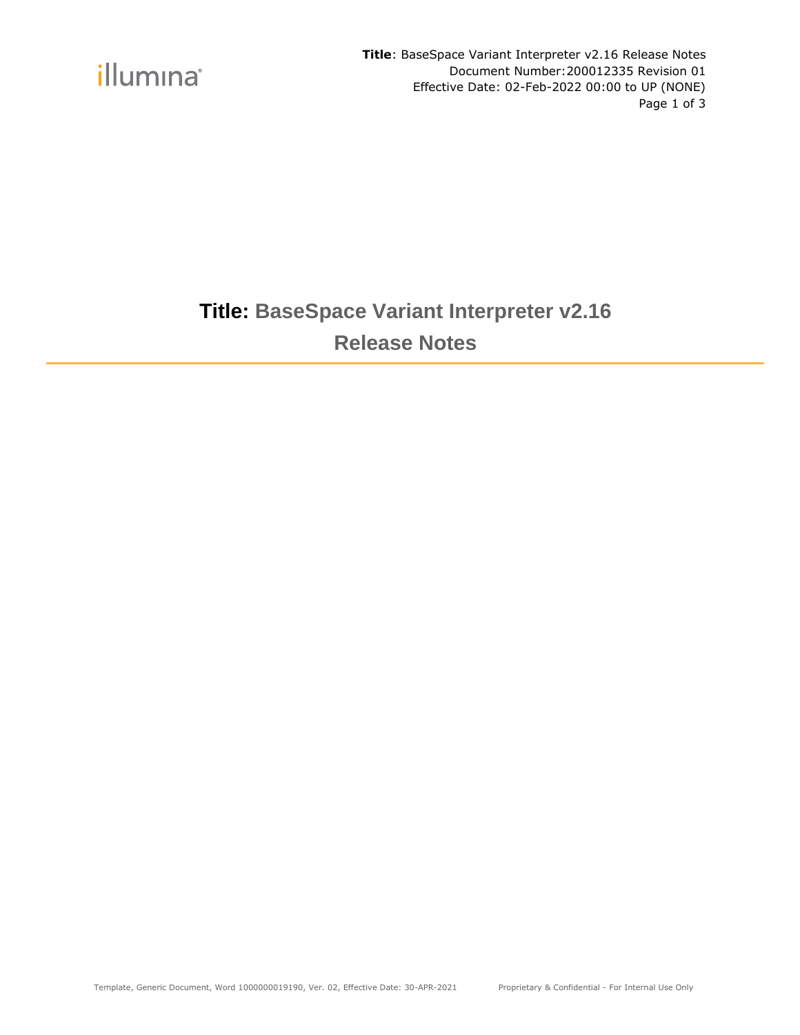# Title: BaseSpace Variant Interpreter v2.16 Release Notes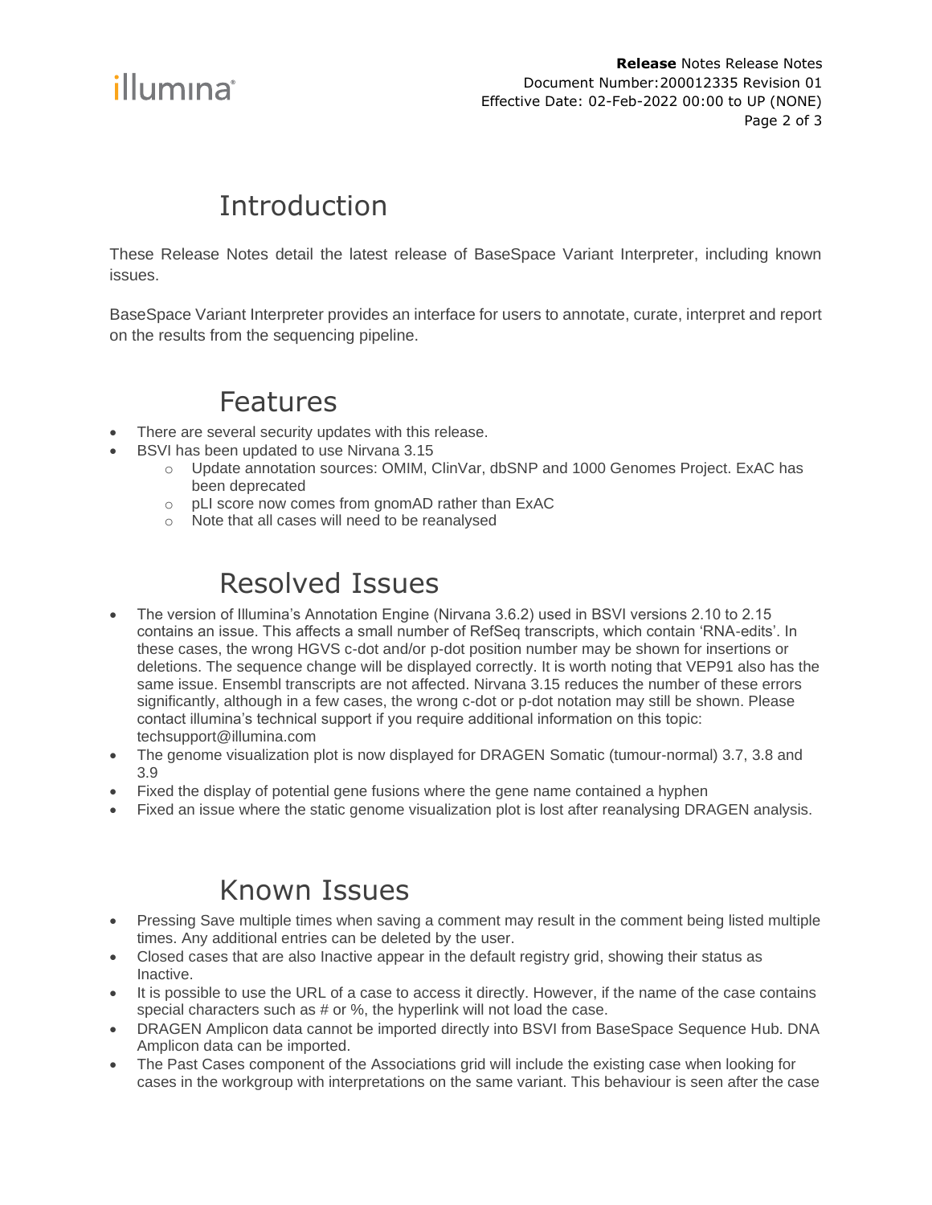# Introduction

These Release Notes detail the latest release of BaseSpace Variant Interpreter, including known issues.

BaseSpace Variant Interpreter provides an interface for users to annotate, curate, interpret and report on the results from the sequencing pipeline.

# Features

- There are several security updates with this release.
- BSVI has been updated to use Nirvana 3.15
  - Update annotation sources: OMIM, ClinVar, dbSNP and 1000 Genomes Project. ExAC has been deprecated
  - pLI score now comes from gnomAD rather than ExAC
  - Note that all cases will need to be reanalysed

# Resolved Issues

- The version of Illumina's Annotation Engine (Nirvana 3.6.2) used in BSVI versions 2.10 to 2.15 contains an issue. This affects a small number of RefSeq transcripts, which contain 'RNA-edits'. In these cases, the wrong HGVS c-dot and/or p-dot position number may be shown for insertions or deletions. The sequence change will be displayed correctly. It is worth noting that VEP91 also has the same issue. Ensembl transcripts are not affected. Nirvana 3.15 reduces the number of these errors significantly, although in a few cases, the wrong c-dot or p-dot notation may still be shown. Please contact illumina's technical support if you require additional information on this topic: techsupport@illumina.com
- The genome visualization plot is now displayed for DRAGEN Somatic (tumour-normal) 3.7, 3.8 and 3.9
- Fixed the display of potential gene fusions where the gene name contained a hyphen
- Fixed an issue where the static genome visualization plot is lost after reanalysing DRAGEN analysis.

# Known Issues

- Pressing Save multiple times when saving a comment may result in the comment being listed multiple times. Any additional entries can be deleted by the user.
- Closed cases that are also Inactive appear in the default registry grid, showing their status as Inactive.
- It is possible to use the URL of a case to access it directly. However, if the name of the case contains special characters such as # or %, the hyperlink will not load the case.
- DRAGEN Amplicon data cannot be imported directly into BSVI from BaseSpace Sequence Hub. DNA Amplicon data can be imported.
- The Past Cases component of the Associations grid will include the existing case when looking for cases in the workgroup with interpretations on the same variant. This behaviour is seen after the case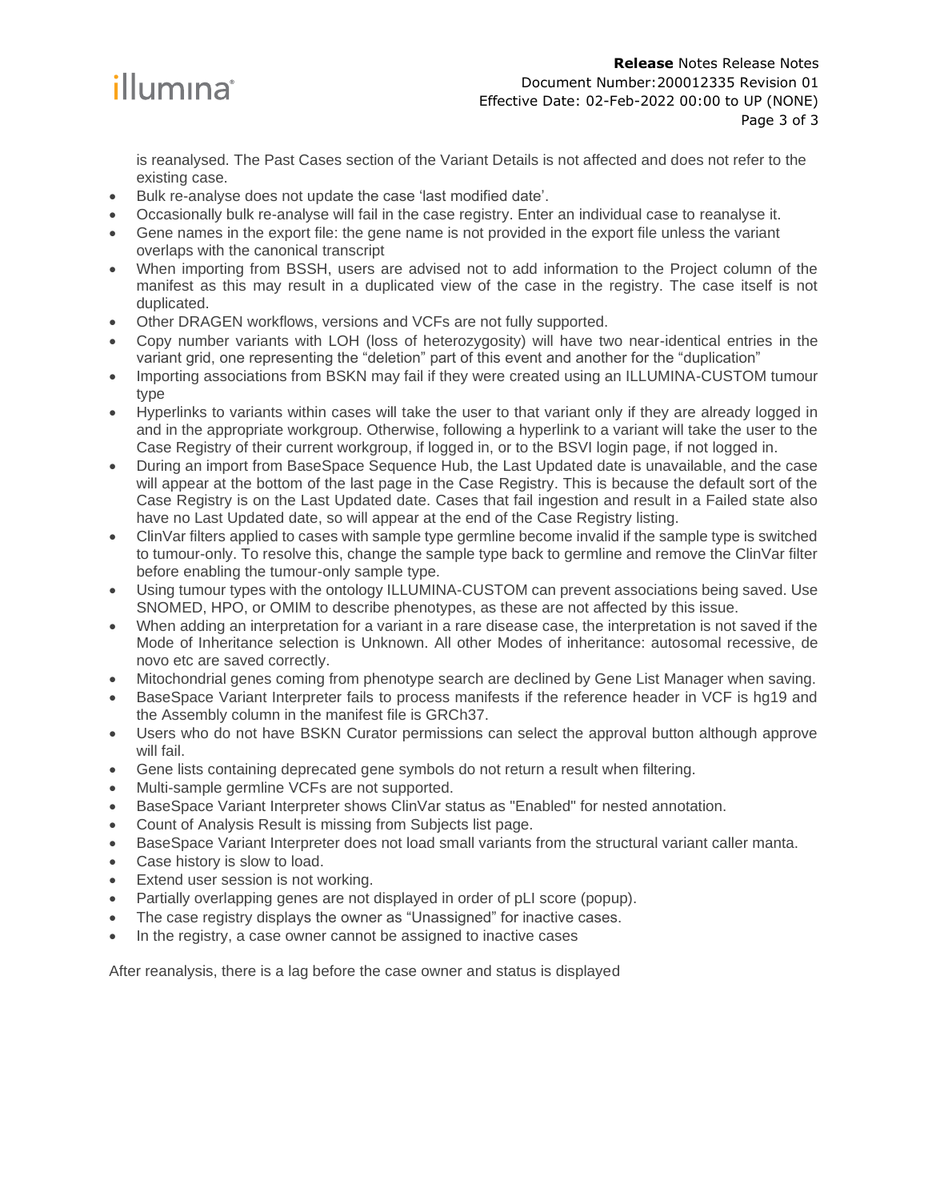is reanalysed. The Past Cases section of the Variant Details is not affected and does not refer to the existing case.

- Bulk re-analyse does not update the case 'last modified date'.
- Occasionally bulk re-analyse will fail in the case registry. Enter an individual case to reanalyse it.
- Gene names in the export file: the gene name is not provided in the export file unless the variant overlaps with the canonical transcript
- When importing from BSSH, users are advised not to add information to the Project column of the manifest as this may result in a duplicated view of the case in the registry. The case itself is not duplicated.
- Other DRAGEN workflows, versions and VCFs are not fully supported.
- Copy number variants with LOH (loss of heterozygosity) will have two near-identical entries in the variant grid, one representing the "deletion" part of this event and another for the "duplication"
- Importing associations from BSKN may fail if they were created using an ILLUMINA-CUSTOM tumour type
- Hyperlinks to variants within cases will take the user to that variant only if they are already logged in and in the appropriate workgroup. Otherwise, following a hyperlink to a variant will take the user to the Case Registry of their current workgroup, if logged in, or to the BSVI login page, if not logged in.
- During an import from BaseSpace Sequence Hub, the Last Updated date is unavailable, and the case will appear at the bottom of the last page in the Case Registry. This is because the default sort of the Case Registry is on the Last Updated date. Cases that fail ingestion and result in a Failed state also have no Last Updated date, so will appear at the end of the Case Registry listing.
- ClinVar filters applied to cases with sample type germline become invalid if the sample type is switched to tumour-only. To resolve this, change the sample type back to germline and remove the ClinVar filter before enabling the tumour-only sample type.
- Using tumour types with the ontology ILLUMINA-CUSTOM can prevent associations being saved. Use SNOMED, HPO, or OMIM to describe phenotypes, as these are not affected by this issue.
- When adding an interpretation for a variant in a rare disease case, the interpretation is not saved if the Mode of Inheritance selection is Unknown. All other Modes of inheritance: autosomal recessive, de novo etc are saved correctly.
- Mitochondrial genes coming from phenotype search are declined by Gene List Manager when saving.
- BaseSpace Variant Interpreter fails to process manifests if the reference header in VCF is hg19 and the Assembly column in the manifest file is GRCh37.
- Users who do not have BSKN Curator permissions can select the approval button although approve will fail.
- Gene lists containing deprecated gene symbols do not return a result when filtering.
- Multi-sample germline VCFs are not supported.
- BaseSpace Variant Interpreter shows ClinVar status as "Enabled" for nested annotation.
- Count of Analysis Result is missing from Subjects list page.
- BaseSpace Variant Interpreter does not load small variants from the structural variant caller manta.
- Case history is slow to load.
- Extend user session is not working.
- Partially overlapping genes are not displayed in order of pLI score (popup).
- The case registry displays the owner as "Unassigned" for inactive cases.
- In the registry, a case owner cannot be assigned to inactive cases

After reanalysis, there is a lag before the case owner and status is displayed